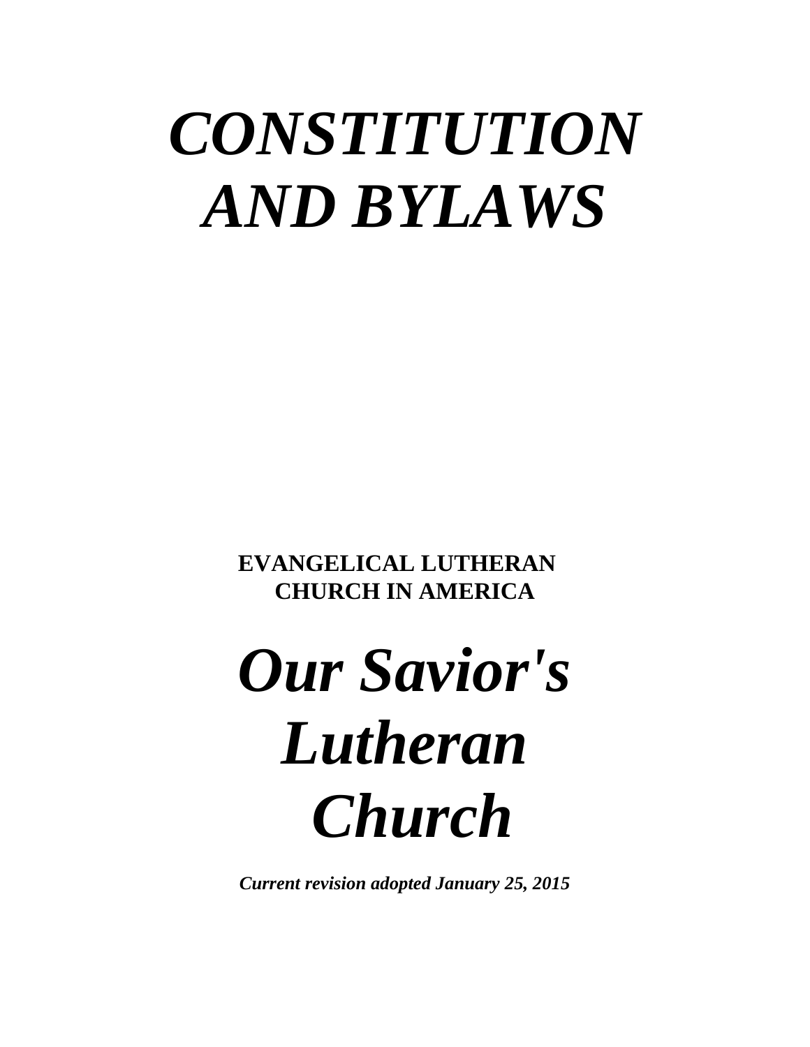# *CONSTITUTION AND BYLAWS*

**EVANGELICAL LUTHERAN CHURCH IN AMERICA**

# *Our Savior's Lutheran Church*

***Current revision adopted January 25, 2015***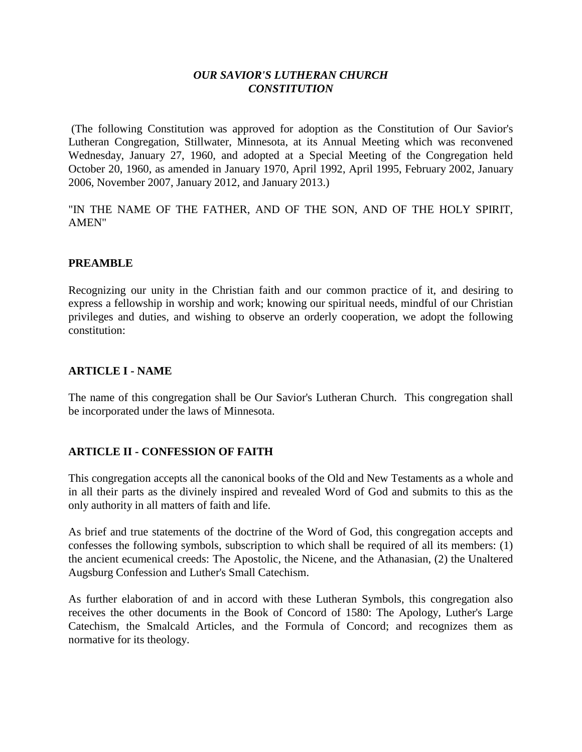***OUR SAVIOR'S LUTHERAN CHURCH CONSTITUTION***

(The following Constitution was approved for adoption as the Constitution of Our Savior's Lutheran Congregation, Stillwater, Minnesota, at its Annual Meeting which was reconvened Wednesday, January 27, 1960, and adopted at a Special Meeting of the Congregation held October 20, 1960, as amended in January 1970, April 1992, April 1995, February 2002, January 2006, November 2007, January 2012, and January 2013.)

"IN THE NAME OF THE FATHER, AND OF THE SON, AND OF THE HOLY SPIRIT, AMEN"

## PREAMBLE

Recognizing our unity in the Christian faith and our common practice of it, and desiring to express a fellowship in worship and work; knowing our spiritual needs, mindful of our Christian privileges and duties, and wishing to observe an orderly cooperation, we adopt the following constitution:

## ARTICLE I - NAME

The name of this congregation shall be Our Savior's Lutheran Church. This congregation shall be incorporated under the laws of Minnesota.

## ARTICLE II - CONFESSION OF FAITH

This congregation accepts all the canonical books of the Old and New Testaments as a whole and in all their parts as the divinely inspired and revealed Word of God and submits to this as the only authority in all matters of faith and life.

As brief and true statements of the doctrine of the Word of God, this congregation accepts and confesses the following symbols, subscription to which shall be required of all its members: (1) the ancient ecumenical creeds: The Apostolic, the Nicene, and the Athanasian, (2) the Unaltered Augsburg Confession and Luther's Small Catechism.

As further elaboration of and in accord with these Lutheran Symbols, this congregation also receives the other documents in the Book of Concord of 1580: The Apology, Luther's Large Catechism, the Smalcald Articles, and the Formula of Concord; and recognizes them as normative for its theology.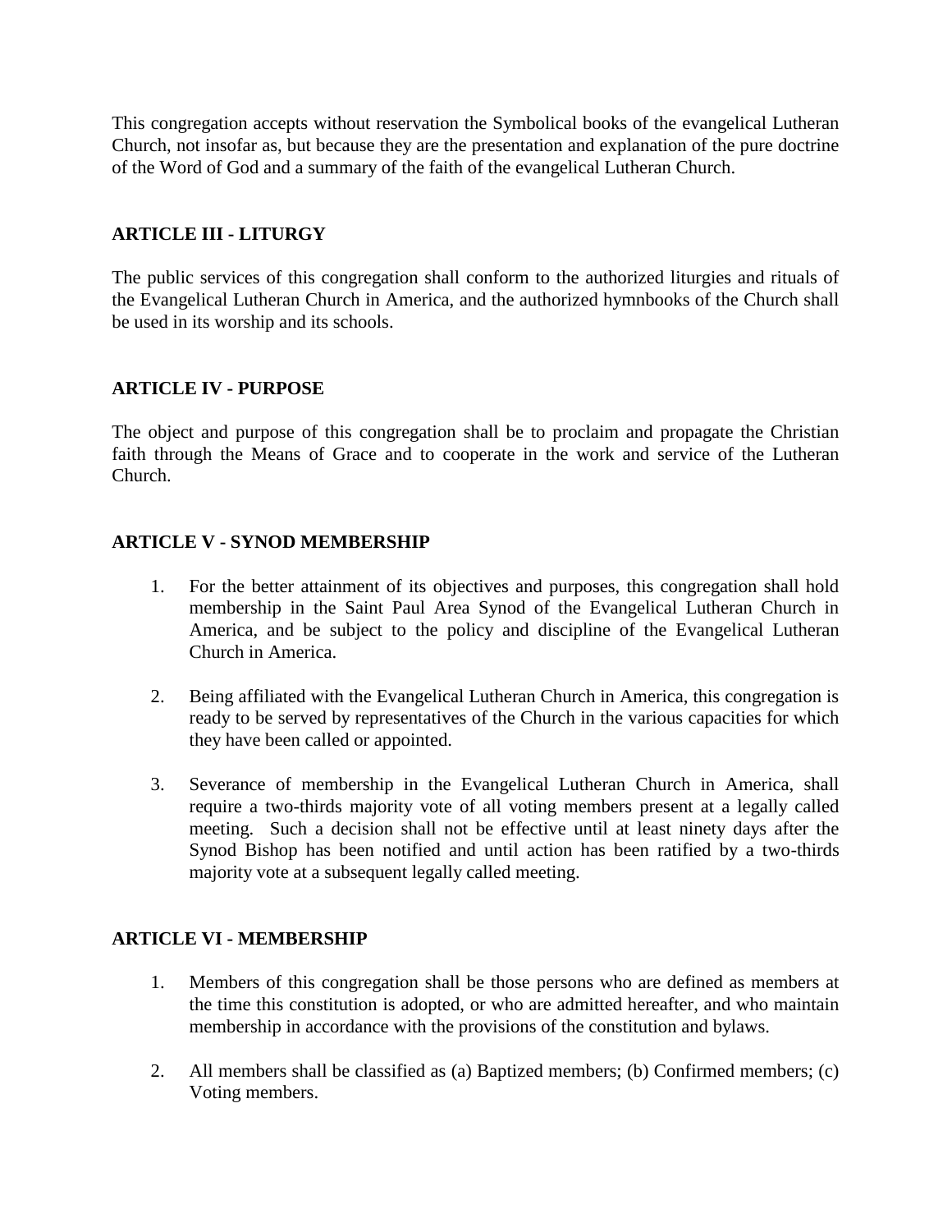This congregation accepts without reservation the Symbolical books of the evangelical Lutheran Church, not insofar as, but because they are the presentation and explanation of the pure doctrine of the Word of God and a summary of the faith of the evangelical Lutheran Church.

## ARTICLE III - LITURGY

The public services of this congregation shall conform to the authorized liturgies and rituals of the Evangelical Lutheran Church in America, and the authorized hymnbooks of the Church shall be used in its worship and its schools.

## ARTICLE IV - PURPOSE

The object and purpose of this congregation shall be to proclaim and propagate the Christian faith through the Means of Grace and to cooperate in the work and service of the Lutheran Church.

## ARTICLE V - SYNOD MEMBERSHIP

1. For the better attainment of its objectives and purposes, this congregation shall hold membership in the Saint Paul Area Synod of the Evangelical Lutheran Church in America, and be subject to the policy and discipline of the Evangelical Lutheran Church in America.

2. Being affiliated with the Evangelical Lutheran Church in America, this congregation is ready to be served by representatives of the Church in the various capacities for which they have been called or appointed.

3. Severance of membership in the Evangelical Lutheran Church in America, shall require a two-thirds majority vote of all voting members present at a legally called meeting. Such a decision shall not be effective until at least ninety days after the Synod Bishop has been notified and until action has been ratified by a two-thirds majority vote at a subsequent legally called meeting.

## ARTICLE VI - MEMBERSHIP

1. Members of this congregation shall be those persons who are defined as members at the time this constitution is adopted, or who are admitted hereafter, and who maintain membership in accordance with the provisions of the constitution and bylaws.

2. All members shall be classified as (a) Baptized members; (b) Confirmed members; (c) Voting members.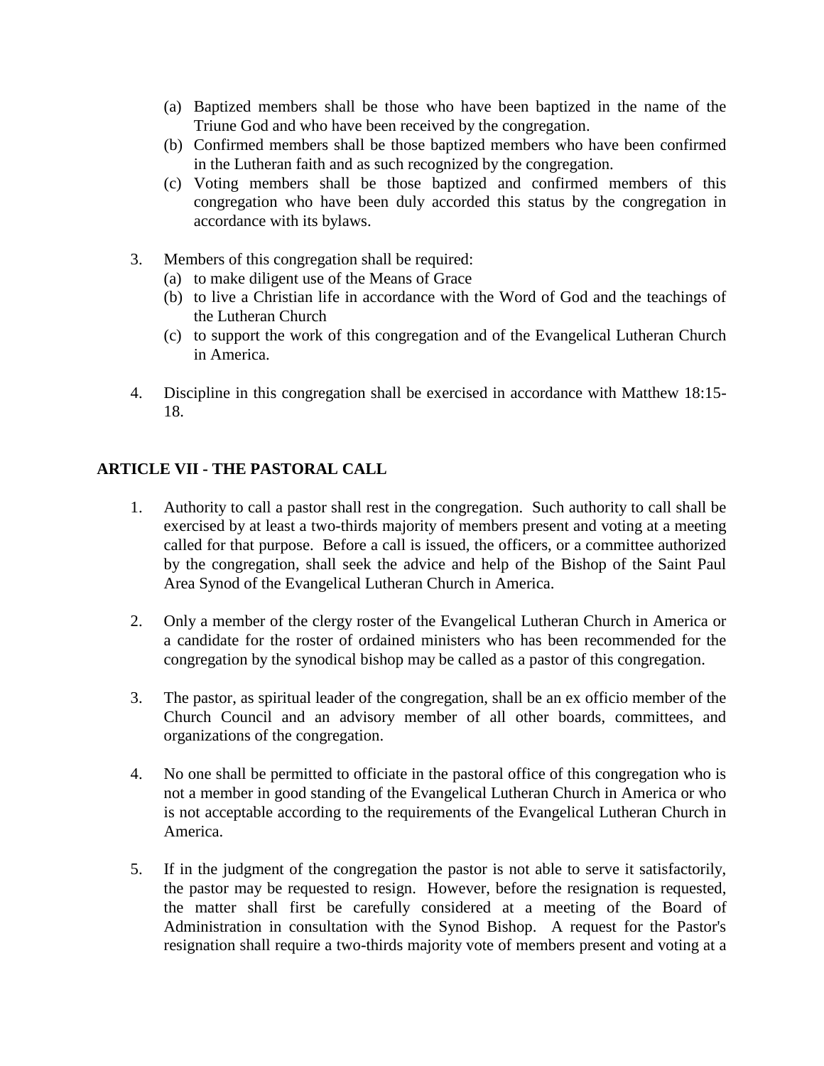(a) Baptized members shall be those who have been baptized in the name of the Triune God and who have been received by the congregation.
   (b) Confirmed members shall be those baptized members who have been confirmed in the Lutheran faith and as such recognized by the congregation.
   (c) Voting members shall be those baptized and confirmed members of this congregation who have been duly accorded this status by the congregation in accordance with its bylaws.

3. Members of this congregation shall be required:
   (a) to make diligent use of the Means of Grace
   (b) to live a Christian life in accordance with the Word of God and the teachings of the Lutheran Church
   (c) to support the work of this congregation and of the Evangelical Lutheran Church in America.

4. Discipline in this congregation shall be exercised in accordance with Matthew 18:15-18.

## ARTICLE VII - THE PASTORAL CALL

1. Authority to call a pastor shall rest in the congregation. Such authority to call shall be exercised by at least a two-thirds majority of members present and voting at a meeting called for that purpose. Before a call is issued, the officers, or a committee authorized by the congregation, shall seek the advice and help of the Bishop of the Saint Paul Area Synod of the Evangelical Lutheran Church in America.

2. Only a member of the clergy roster of the Evangelical Lutheran Church in America or a candidate for the roster of ordained ministers who has been recommended for the congregation by the synodical bishop may be called as a pastor of this congregation.

3. The pastor, as spiritual leader of the congregation, shall be an ex officio member of the Church Council and an advisory member of all other boards, committees, and organizations of the congregation.

4. No one shall be permitted to officiate in the pastoral office of this congregation who is not a member in good standing of the Evangelical Lutheran Church in America or who is not acceptable according to the requirements of the Evangelical Lutheran Church in America.

5. If in the judgment of the congregation the pastor is not able to serve it satisfactorily, the pastor may be requested to resign. However, before the resignation is requested, the matter shall first be carefully considered at a meeting of the Board of Administration in consultation with the Synod Bishop. A request for the Pastor's resignation shall require a two-thirds majority vote of members present and voting at a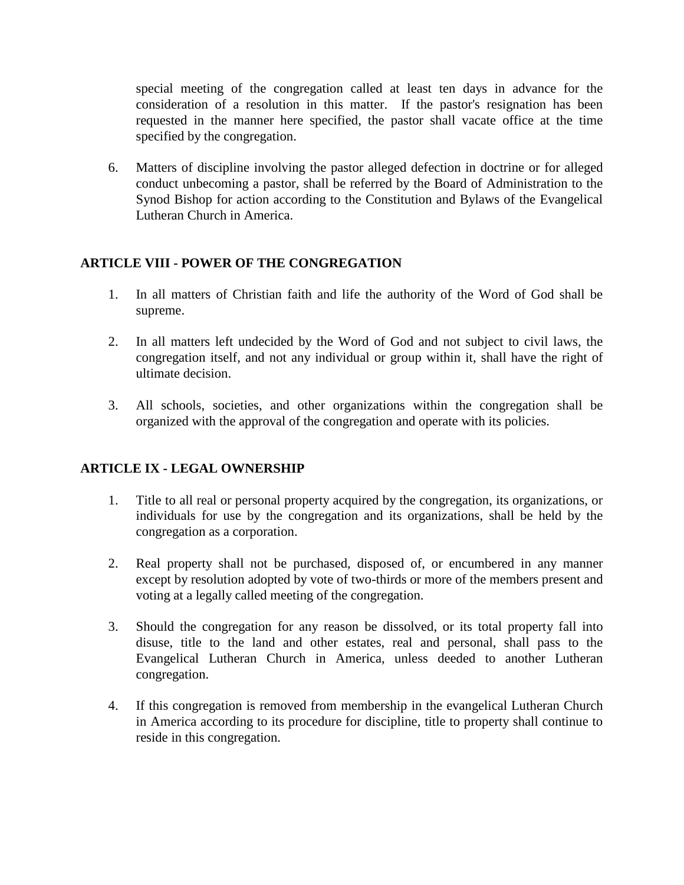special meeting of the congregation called at least ten days in advance for the consideration of a resolution in this matter. If the pastor's resignation has been requested in the manner here specified, the pastor shall vacate office at the time specified by the congregation.

6. Matters of discipline involving the pastor alleged defection in doctrine or for alleged conduct unbecoming a pastor, shall be referred by the Board of Administration to the Synod Bishop for action according to the Constitution and Bylaws of the Evangelical Lutheran Church in America.

## ARTICLE VIII - POWER OF THE CONGREGATION

1. In all matters of Christian faith and life the authority of the Word of God shall be supreme.

2. In all matters left undecided by the Word of God and not subject to civil laws, the congregation itself, and not any individual or group within it, shall have the right of ultimate decision.

3. All schools, societies, and other organizations within the congregation shall be organized with the approval of the congregation and operate with its policies.

## ARTICLE IX - LEGAL OWNERSHIP

1. Title to all real or personal property acquired by the congregation, its organizations, or individuals for use by the congregation and its organizations, shall be held by the congregation as a corporation.

2. Real property shall not be purchased, disposed of, or encumbered in any manner except by resolution adopted by vote of two-thirds or more of the members present and voting at a legally called meeting of the congregation.

3. Should the congregation for any reason be dissolved, or its total property fall into disuse, title to the land and other estates, real and personal, shall pass to the Evangelical Lutheran Church in America, unless deeded to another Lutheran congregation.

4. If this congregation is removed from membership in the evangelical Lutheran Church in America according to its procedure for discipline, title to property shall continue to reside in this congregation.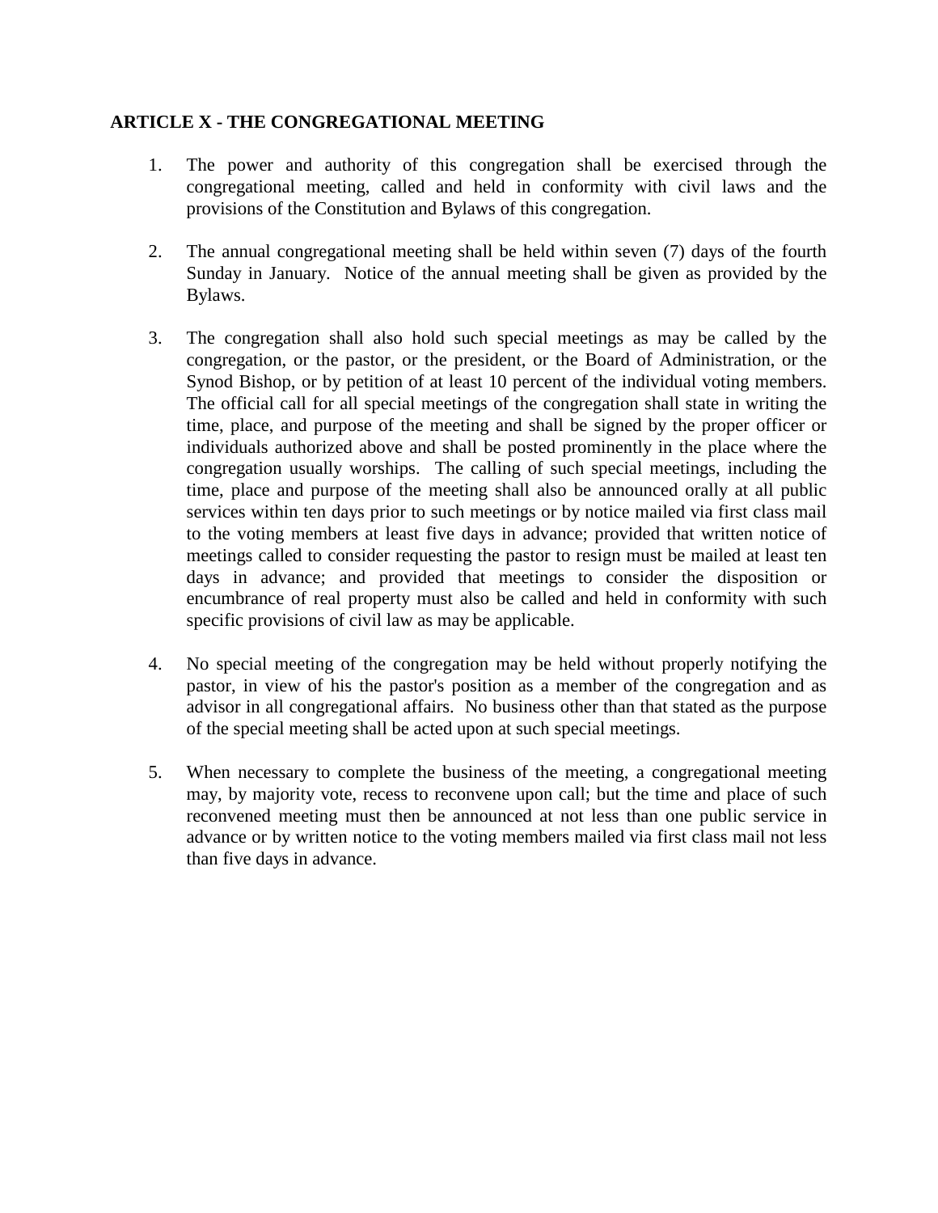**ARTICLE X - THE CONGREGATIONAL MEETING**

1. The power and authority of this congregation shall be exercised through the congregational meeting, called and held in conformity with civil laws and the provisions of the Constitution and Bylaws of this congregation.

2. The annual congregational meeting shall be held within seven (7) days of the fourth Sunday in January. Notice of the annual meeting shall be given as provided by the Bylaws.

3. The congregation shall also hold such special meetings as may be called by the congregation, or the pastor, or the president, or the Board of Administration, or the Synod Bishop, or by petition of at least 10 percent of the individual voting members. The official call for all special meetings of the congregation shall state in writing the time, place, and purpose of the meeting and shall be signed by the proper officer or individuals authorized above and shall be posted prominently in the place where the congregation usually worships. The calling of such special meetings, including the time, place and purpose of the meeting shall also be announced orally at all public services within ten days prior to such meetings or by notice mailed via first class mail to the voting members at least five days in advance; provided that written notice of meetings called to consider requesting the pastor to resign must be mailed at least ten days in advance; and provided that meetings to consider the disposition or encumbrance of real property must also be called and held in conformity with such specific provisions of civil law as may be applicable.

4. No special meeting of the congregation may be held without properly notifying the pastor, in view of his the pastor's position as a member of the congregation and as advisor in all congregational affairs. No business other than that stated as the purpose of the special meeting shall be acted upon at such special meetings.

5. When necessary to complete the business of the meeting, a congregational meeting may, by majority vote, recess to reconvene upon call; but the time and place of such reconvened meeting must then be announced at not less than one public service in advance or by written notice to the voting members mailed via first class mail not less than five days in advance.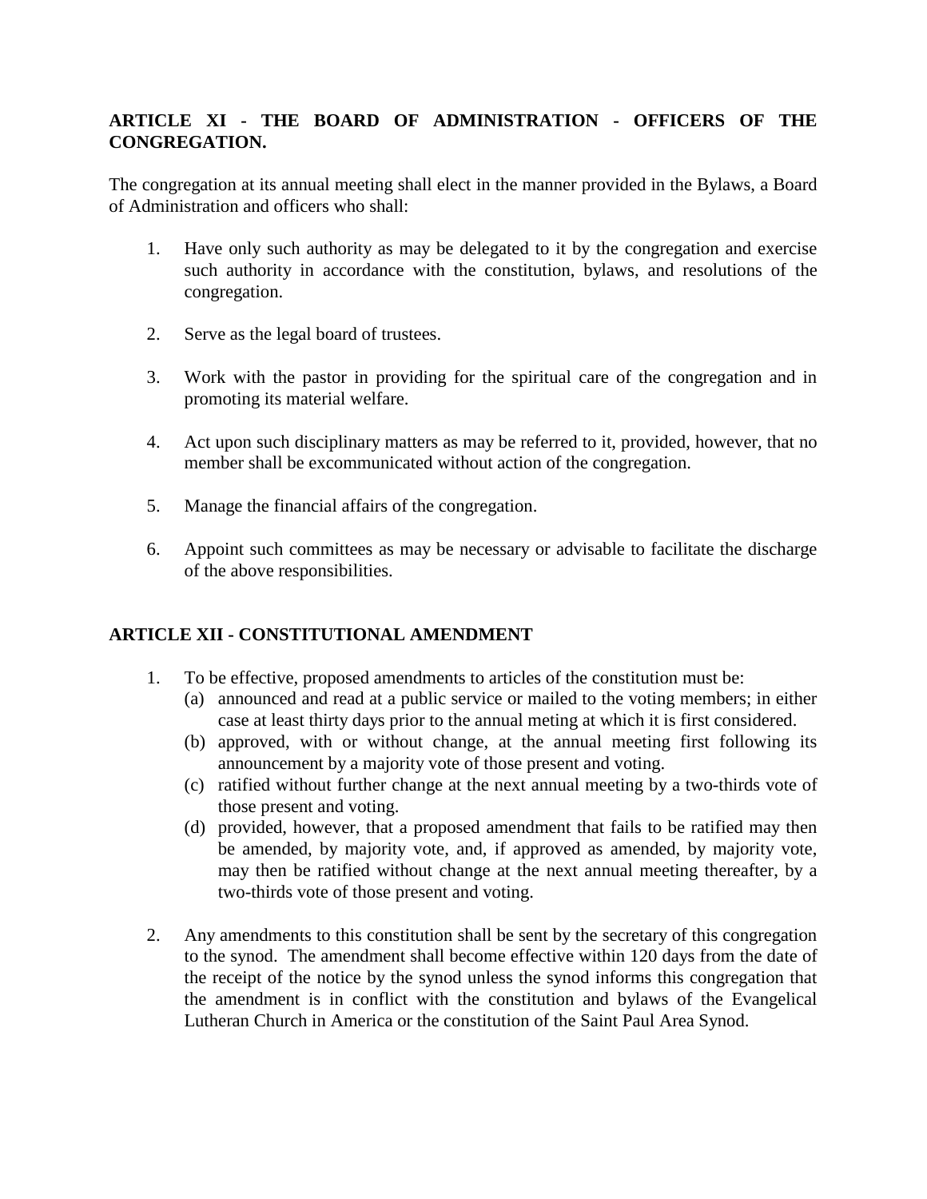## ARTICLE XI - THE BOARD OF ADMINISTRATION - OFFICERS OF THE CONGREGATION.

The congregation at its annual meeting shall elect in the manner provided in the Bylaws, a Board of Administration and officers who shall:

1. Have only such authority as may be delegated to it by the congregation and exercise such authority in accordance with the constitution, bylaws, and resolutions of the congregation.

2. Serve as the legal board of trustees.

3. Work with the pastor in providing for the spiritual care of the congregation and in promoting its material welfare.

4. Act upon such disciplinary matters as may be referred to it, provided, however, that no member shall be excommunicated without action of the congregation.

5. Manage the financial affairs of the congregation.

6. Appoint such committees as may be necessary or advisable to facilitate the discharge of the above responsibilities.

## ARTICLE XII - CONSTITUTIONAL AMENDMENT

1. To be effective, proposed amendments to articles of the constitution must be:
   (a) announced and read at a public service or mailed to the voting members; in either case at least thirty days prior to the annual meting at which it is first considered.
   (b) approved, with or without change, at the annual meeting first following its announcement by a majority vote of those present and voting.
   (c) ratified without further change at the next annual meeting by a two-thirds vote of those present and voting.
   (d) provided, however, that a proposed amendment that fails to be ratified may then be amended, by majority vote, and, if approved as amended, by majority vote, may then be ratified without change at the next annual meeting thereafter, by a two-thirds vote of those present and voting.

2. Any amendments to this constitution shall be sent by the secretary of this congregation to the synod. The amendment shall become effective within 120 days from the date of the receipt of the notice by the synod unless the synod informs this congregation that the amendment is in conflict with the constitution and bylaws of the Evangelical Lutheran Church in America or the constitution of the Saint Paul Area Synod.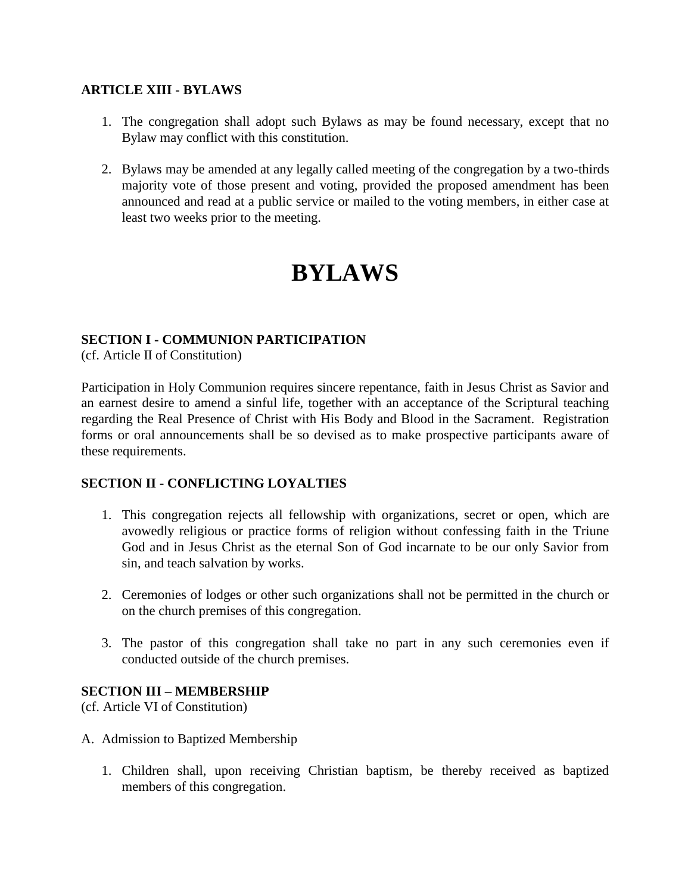### ARTICLE XIII - BYLAWS

1. The congregation shall adopt such Bylaws as may be found necessary, except that no Bylaw may conflict with this constitution.

2. Bylaws may be amended at any legally called meeting of the congregation by a two-thirds majority vote of those present and voting, provided the proposed amendment has been announced and read at a public service or mailed to the voting members, in either case at least two weeks prior to the meeting.

# BYLAWS

### SECTION I - COMMUNION PARTICIPATION

(cf. Article II of Constitution)

Participation in Holy Communion requires sincere repentance, faith in Jesus Christ as Savior and an earnest desire to amend a sinful life, together with an acceptance of the Scriptural teaching regarding the Real Presence of Christ with His Body and Blood in the Sacrament. Registration forms or oral announcements shall be so devised as to make prospective participants aware of these requirements.

### SECTION II - CONFLICTING LOYALTIES

1. This congregation rejects all fellowship with organizations, secret or open, which are avowedly religious or practice forms of religion without confessing faith in the Triune God and in Jesus Christ as the eternal Son of God incarnate to be our only Savior from sin, and teach salvation by works.

2. Ceremonies of lodges or other such organizations shall not be permitted in the church or on the church premises of this congregation.

3. The pastor of this congregation shall take no part in any such ceremonies even if conducted outside of the church premises.

### SECTION III – MEMBERSHIP

(cf. Article VI of Constitution)

A. Admission to Baptized Membership

1. Children shall, upon receiving Christian baptism, be thereby received as baptized members of this congregation.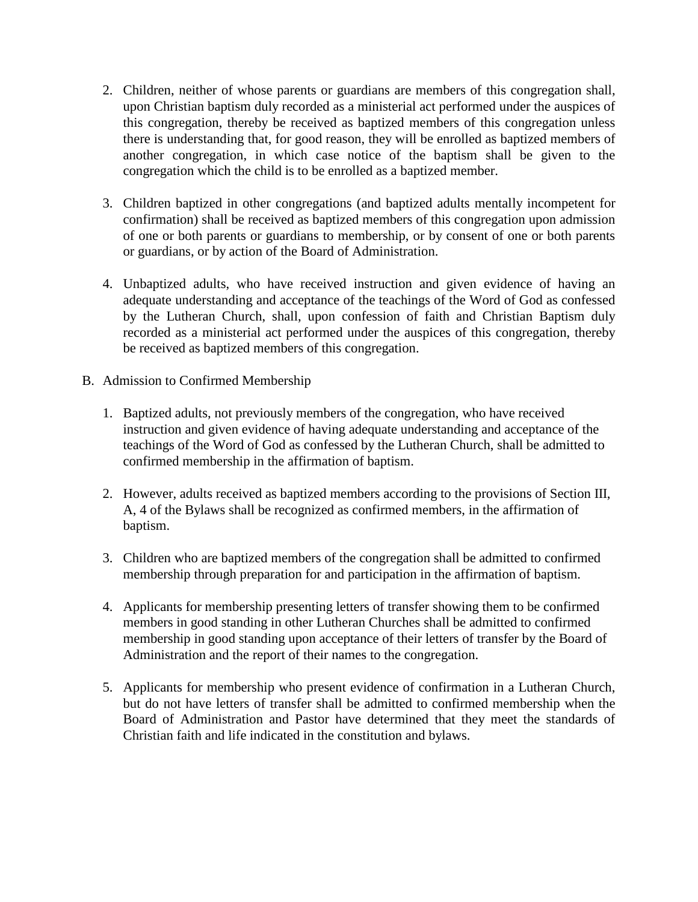2. Children, neither of whose parents or guardians are members of this congregation shall, upon Christian baptism duly recorded as a ministerial act performed under the auspices of this congregation, thereby be received as baptized members of this congregation unless there is understanding that, for good reason, they will be enrolled as baptized members of another congregation, in which case notice of the baptism shall be given to the congregation which the child is to be enrolled as a baptized member.

3. Children baptized in other congregations (and baptized adults mentally incompetent for confirmation) shall be received as baptized members of this congregation upon admission of one or both parents or guardians to membership, or by consent of one or both parents or guardians, or by action of the Board of Administration.

4. Unbaptized adults, who have received instruction and given evidence of having an adequate understanding and acceptance of the teachings of the Word of God as confessed by the Lutheran Church, shall, upon confession of faith and Christian Baptism duly recorded as a ministerial act performed under the auspices of this congregation, thereby be received as baptized members of this congregation.

B. Admission to Confirmed Membership

1. Baptized adults, not previously members of the congregation, who have received instruction and given evidence of having adequate understanding and acceptance of the teachings of the Word of God as confessed by the Lutheran Church, shall be admitted to confirmed membership in the affirmation of baptism.

2. However, adults received as baptized members according to the provisions of Section III, A, 4 of the Bylaws shall be recognized as confirmed members, in the affirmation of baptism.

3. Children who are baptized members of the congregation shall be admitted to confirmed membership through preparation for and participation in the affirmation of baptism.

4. Applicants for membership presenting letters of transfer showing them to be confirmed members in good standing in other Lutheran Churches shall be admitted to confirmed membership in good standing upon acceptance of their letters of transfer by the Board of Administration and the report of their names to the congregation.

5. Applicants for membership who present evidence of confirmation in a Lutheran Church, but do not have letters of transfer shall be admitted to confirmed membership when the Board of Administration and Pastor have determined that they meet the standards of Christian faith and life indicated in the constitution and bylaws.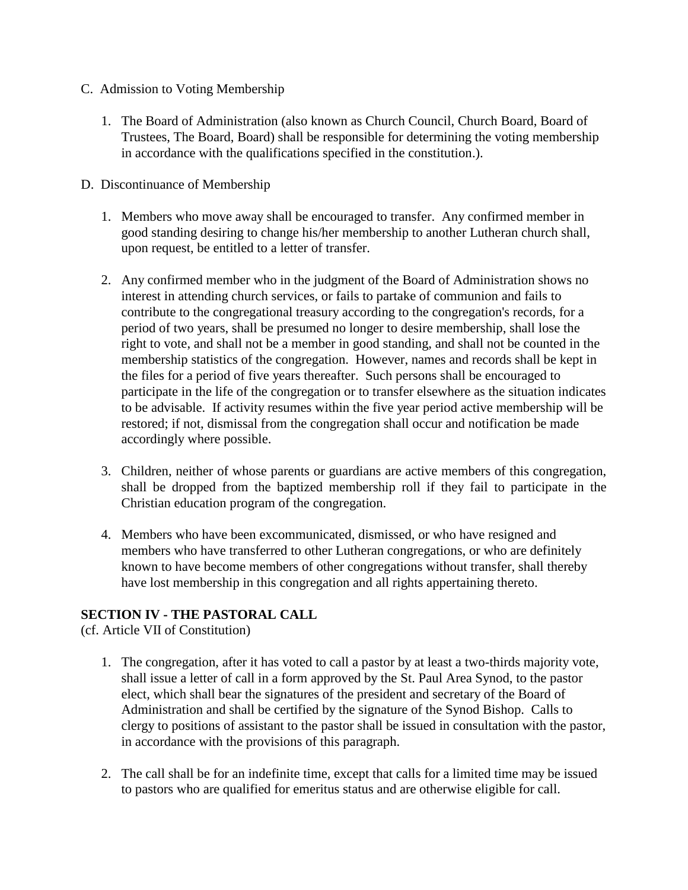C. Admission to Voting Membership

1. The Board of Administration (also known as Church Council, Church Board, Board of Trustees, The Board, Board) shall be responsible for determining the voting membership in accordance with the qualifications specified in the constitution.).

D. Discontinuance of Membership

1. Members who move away shall be encouraged to transfer. Any confirmed member in good standing desiring to change his/her membership to another Lutheran church shall, upon request, be entitled to a letter of transfer.

2. Any confirmed member who in the judgment of the Board of Administration shows no interest in attending church services, or fails to partake of communion and fails to contribute to the congregational treasury according to the congregation's records, for a period of two years, shall be presumed no longer to desire membership, shall lose the right to vote, and shall not be a member in good standing, and shall not be counted in the membership statistics of the congregation. However, names and records shall be kept in the files for a period of five years thereafter. Such persons shall be encouraged to participate in the life of the congregation or to transfer elsewhere as the situation indicates to be advisable. If activity resumes within the five year period active membership will be restored; if not, dismissal from the congregation shall occur and notification be made accordingly where possible.

3. Children, neither of whose parents or guardians are active members of this congregation, shall be dropped from the baptized membership roll if they fail to participate in the Christian education program of the congregation.

4. Members who have been excommunicated, dismissed, or who have resigned and members who have transferred to other Lutheran congregations, or who are definitely known to have become members of other congregations without transfer, shall thereby have lost membership in this congregation and all rights appertaining thereto.

**SECTION IV - THE PASTORAL CALL**
(cf. Article VII of Constitution)

1. The congregation, after it has voted to call a pastor by at least a two-thirds majority vote, shall issue a letter of call in a form approved by the St. Paul Area Synod, to the pastor elect, which shall bear the signatures of the president and secretary of the Board of Administration and shall be certified by the signature of the Synod Bishop. Calls to clergy to positions of assistant to the pastor shall be issued in consultation with the pastor, in accordance with the provisions of this paragraph.

2. The call shall be for an indefinite time, except that calls for a limited time may be issued to pastors who are qualified for emeritus status and are otherwise eligible for call.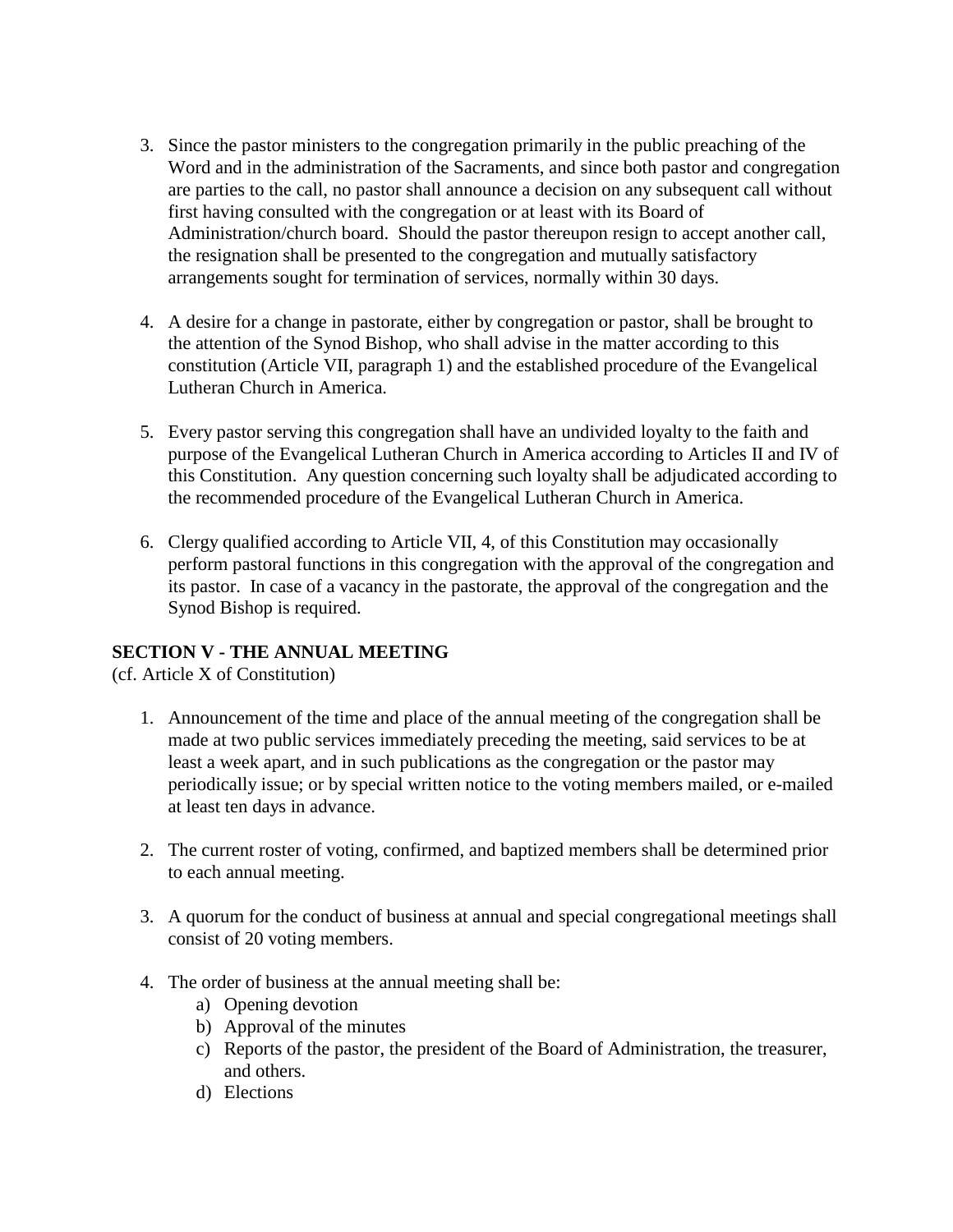3. Since the pastor ministers to the congregation primarily in the public preaching of the Word and in the administration of the Sacraments, and since both pastor and congregation are parties to the call, no pastor shall announce a decision on any subsequent call without first having consulted with the congregation or at least with its Board of Administration/church board. Should the pastor thereupon resign to accept another call, the resignation shall be presented to the congregation and mutually satisfactory arrangements sought for termination of services, normally within 30 days.

4. A desire for a change in pastorate, either by congregation or pastor, shall be brought to the attention of the Synod Bishop, who shall advise in the matter according to this constitution (Article VII, paragraph 1) and the established procedure of the Evangelical Lutheran Church in America.

5. Every pastor serving this congregation shall have an undivided loyalty to the faith and purpose of the Evangelical Lutheran Church in America according to Articles II and IV of this Constitution. Any question concerning such loyalty shall be adjudicated according to the recommended procedure of the Evangelical Lutheran Church in America.

6. Clergy qualified according to Article VII, 4, of this Constitution may occasionally perform pastoral functions in this congregation with the approval of the congregation and its pastor. In case of a vacancy in the pastorate, the approval of the congregation and the Synod Bishop is required.

**SECTION V - THE ANNUAL MEETING**
(cf. Article X of Constitution)

1. Announcement of the time and place of the annual meeting of the congregation shall be made at two public services immediately preceding the meeting, said services to be at least a week apart, and in such publications as the congregation or the pastor may periodically issue; or by special written notice to the voting members mailed, or e-mailed at least ten days in advance.

2. The current roster of voting, confirmed, and baptized members shall be determined prior to each annual meeting.

3. A quorum for the conduct of business at annual and special congregational meetings shall consist of 20 voting members.

4. The order of business at the annual meeting shall be:
   a) Opening devotion
   b) Approval of the minutes
   c) Reports of the pastor, the president of the Board of Administration, the treasurer, and others.
   d) Elections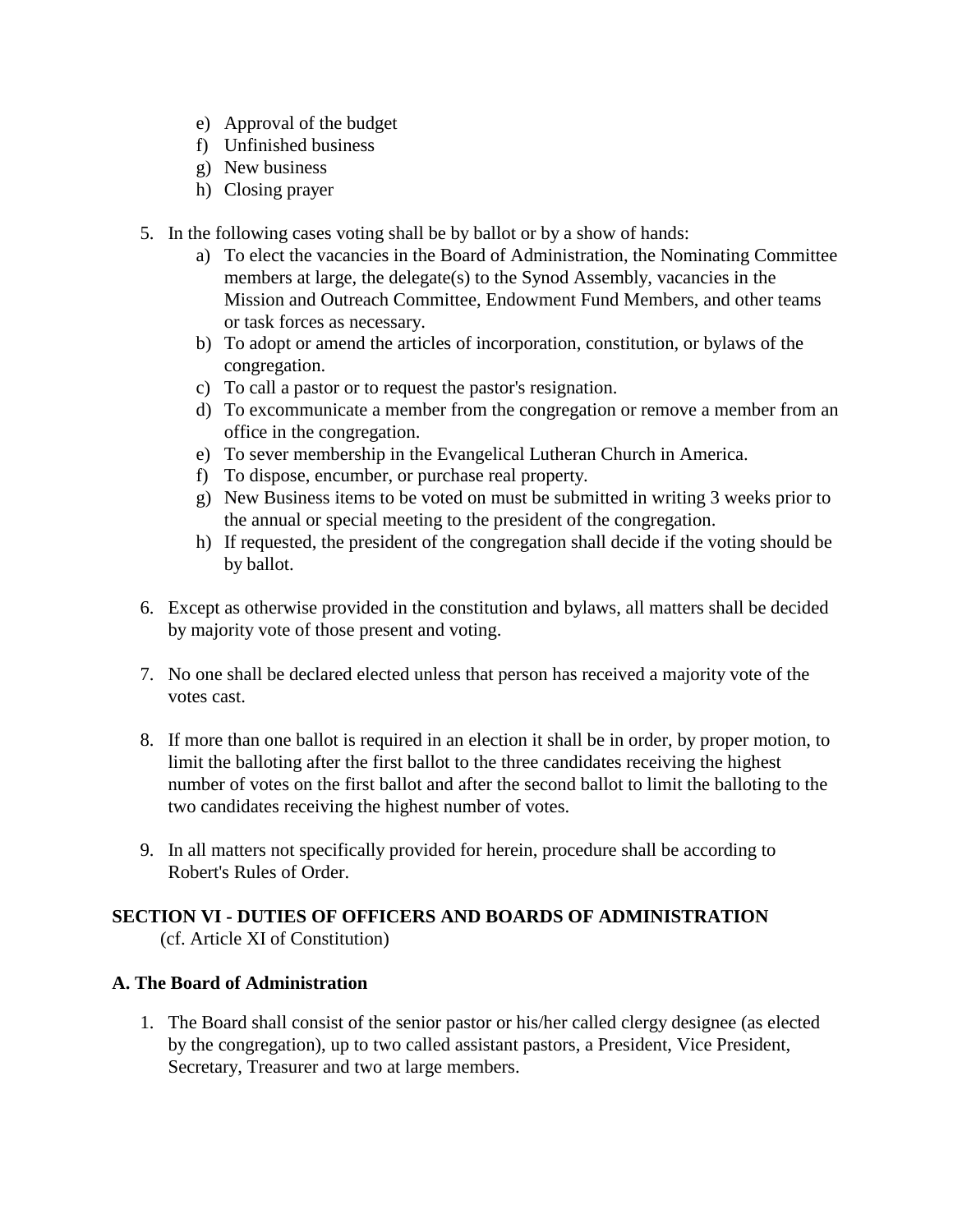e) Approval of the budget
f) Unfinished business
g) New business
h) Closing prayer

5. In the following cases voting shall be by ballot or by a show of hands:
    a) To elect the vacancies in the Board of Administration, the Nominating Committee members at large, the delegate(s) to the Synod Assembly, vacancies in the Mission and Outreach Committee, Endowment Fund Members, and other teams or task forces as necessary.
    b) To adopt or amend the articles of incorporation, constitution, or bylaws of the congregation.
    c) To call a pastor or to request the pastor's resignation.
    d) To excommunicate a member from the congregation or remove a member from an office in the congregation.
    e) To sever membership in the Evangelical Lutheran Church in America.
    f) To dispose, encumber, or purchase real property.
    g) New Business items to be voted on must be submitted in writing 3 weeks prior to the annual or special meeting to the president of the congregation.
    h) If requested, the president of the congregation shall decide if the voting should be by ballot.

6. Except as otherwise provided in the constitution and bylaws, all matters shall be decided by majority vote of those present and voting.

7. No one shall be declared elected unless that person has received a majority vote of the votes cast.

8. If more than one ballot is required in an election it shall be in order, by proper motion, to limit the balloting after the first ballot to the three candidates receiving the highest number of votes on the first ballot and after the second ballot to limit the balloting to the two candidates receiving the highest number of votes.

9. In all matters not specifically provided for herein, procedure shall be according to Robert's Rules of Order.

## SECTION VI - DUTIES OF OFFICERS AND BOARDS OF ADMINISTRATION

(cf. Article XI of Constitution)

### A. The Board of Administration

1. The Board shall consist of the senior pastor or his/her called clergy designee (as elected by the congregation), up to two called assistant pastors, a President, Vice President, Secretary, Treasurer and two at large members.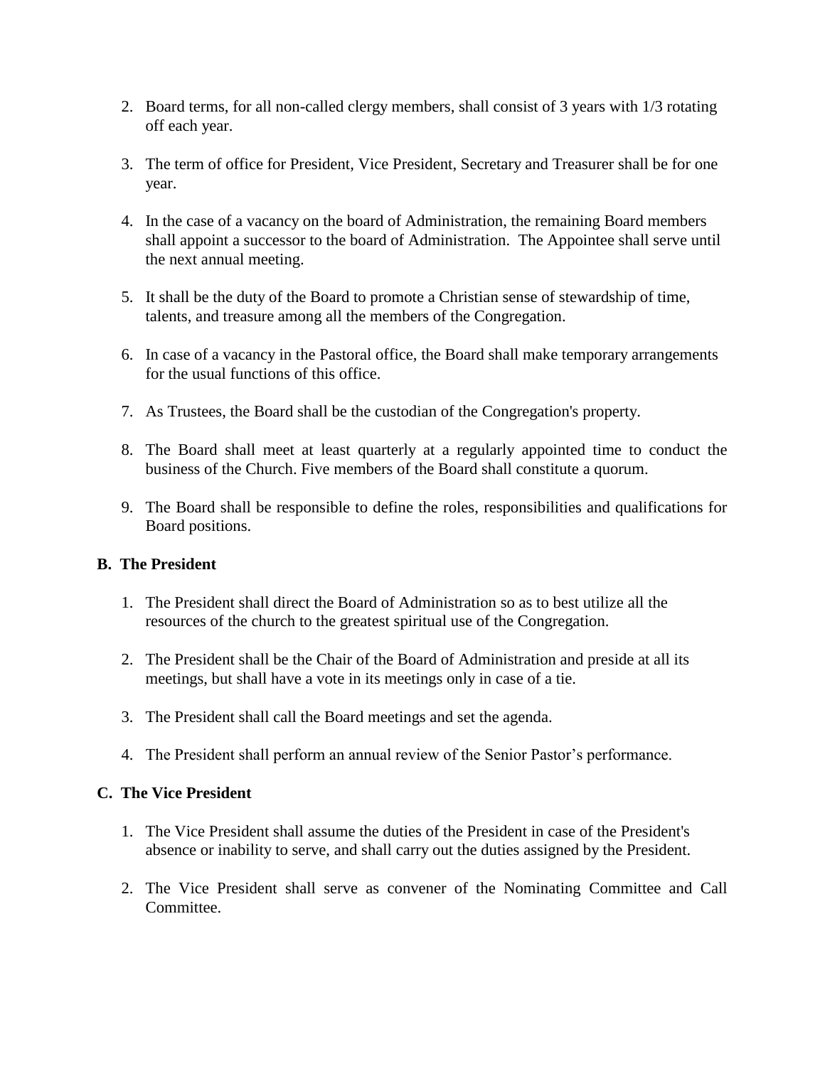2. Board terms, for all non-called clergy members, shall consist of 3 years with 1/3 rotating off each year.

3. The term of office for President, Vice President, Secretary and Treasurer shall be for one year.

4. In the case of a vacancy on the board of Administration, the remaining Board members shall appoint a successor to the board of Administration. The Appointee shall serve until the next annual meeting.

5. It shall be the duty of the Board to promote a Christian sense of stewardship of time, talents, and treasure among all the members of the Congregation.

6. In case of a vacancy in the Pastoral office, the Board shall make temporary arrangements for the usual functions of this office.

7. As Trustees, the Board shall be the custodian of the Congregation's property.

8. The Board shall meet at least quarterly at a regularly appointed time to conduct the business of the Church. Five members of the Board shall constitute a quorum.

9. The Board shall be responsible to define the roles, responsibilities and qualifications for Board positions.

**B. The President**

1. The President shall direct the Board of Administration so as to best utilize all the resources of the church to the greatest spiritual use of the Congregation.

2. The President shall be the Chair of the Board of Administration and preside at all its meetings, but shall have a vote in its meetings only in case of a tie.

3. The President shall call the Board meetings and set the agenda.

4. The President shall perform an annual review of the Senior Pastor's performance.

**C. The Vice President**

1. The Vice President shall assume the duties of the President in case of the President's absence or inability to serve, and shall carry out the duties assigned by the President.

2. The Vice President shall serve as convener of the Nominating Committee and Call Committee.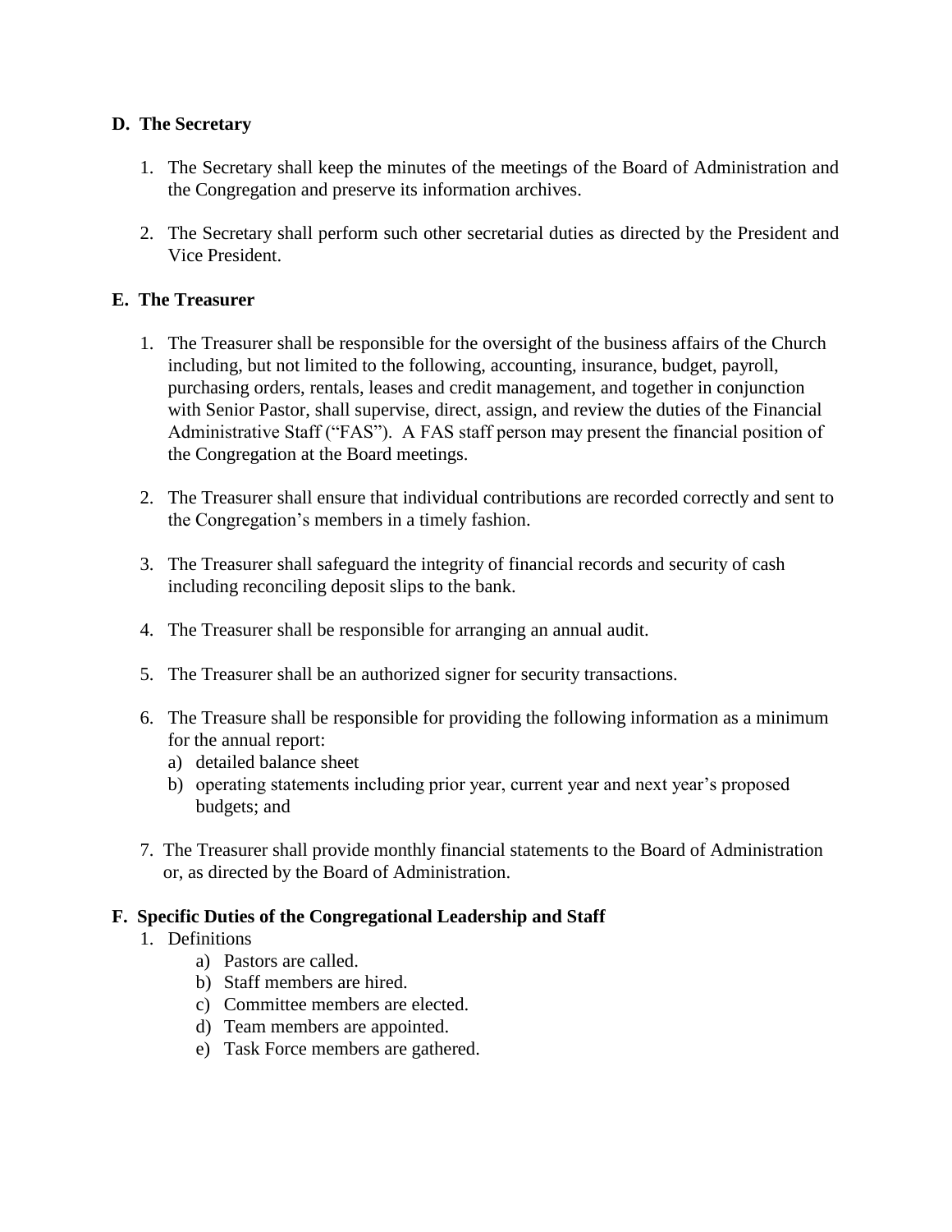**D. The Secretary**

1. The Secretary shall keep the minutes of the meetings of the Board of Administration and the Congregation and preserve its information archives.

2. The Secretary shall perform such other secretarial duties as directed by the President and Vice President.

**E. The Treasurer**

1. The Treasurer shall be responsible for the oversight of the business affairs of the Church including, but not limited to the following, accounting, insurance, budget, payroll, purchasing orders, rentals, leases and credit management, and together in conjunction with Senior Pastor, shall supervise, direct, assign, and review the duties of the Financial Administrative Staff ("FAS"). A FAS staff person may present the financial position of the Congregation at the Board meetings.

2. The Treasurer shall ensure that individual contributions are recorded correctly and sent to the Congregation's members in a timely fashion.

3. The Treasurer shall safeguard the integrity of financial records and security of cash including reconciling deposit slips to the bank.

4. The Treasurer shall be responsible for arranging an annual audit.

5. The Treasurer shall be an authorized signer for security transactions.

6. The Treasure shall be responsible for providing the following information as a minimum for the annual report:
   a) detailed balance sheet
   b) operating statements including prior year, current year and next year's proposed budgets; and

7. The Treasurer shall provide monthly financial statements to the Board of Administration or, as directed by the Board of Administration.

**F. Specific Duties of the Congregational Leadership and Staff**

1. Definitions
   a) Pastors are called.
   b) Staff members are hired.
   c) Committee members are elected.
   d) Team members are appointed.
   e) Task Force members are gathered.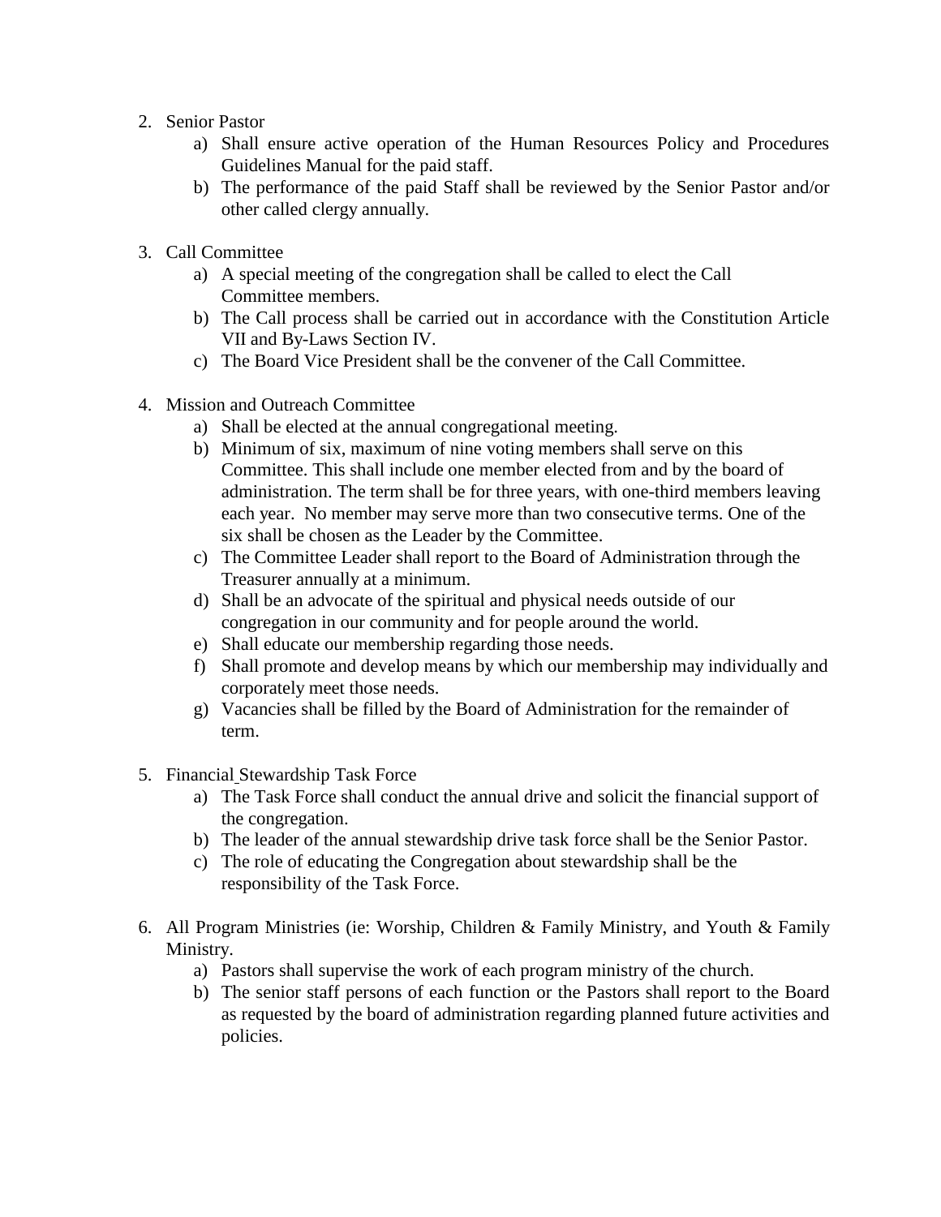2. Senior Pastor
    a) Shall ensure active operation of the Human Resources Policy and Procedures Guidelines Manual for the paid staff.
    b) The performance of the paid Staff shall be reviewed by the Senior Pastor and/or other called clergy annually.

3. Call Committee
    a) A special meeting of the congregation shall be called to elect the Call Committee members.
    b) The Call process shall be carried out in accordance with the Constitution Article VII and By-Laws Section IV.
    c) The Board Vice President shall be the convener of the Call Committee.

4. Mission and Outreach Committee
    a) Shall be elected at the annual congregational meeting.
    b) Minimum of six, maximum of nine voting members shall serve on this Committee. This shall include one member elected from and by the board of administration. The term shall be for three years, with one-third members leaving each year. No member may serve more than two consecutive terms. One of the six shall be chosen as the Leader by the Committee.
    c) The Committee Leader shall report to the Board of Administration through the Treasurer annually at a minimum.
    d) Shall be an advocate of the spiritual and physical needs outside of our congregation in our community and for people around the world.
    e) Shall educate our membership regarding those needs.
    f) Shall promote and develop means by which our membership may individually and corporately meet those needs.
    g) Vacancies shall be filled by the Board of Administration for the remainder of term.

5. Financial Stewardship Task Force
    a) The Task Force shall conduct the annual drive and solicit the financial support of the congregation.
    b) The leader of the annual stewardship drive task force shall be the Senior Pastor.
    c) The role of educating the Congregation about stewardship shall be the responsibility of the Task Force.

6. All Program Ministries (ie: Worship, Children & Family Ministry, and Youth & Family Ministry.
    a) Pastors shall supervise the work of each program ministry of the church.
    b) The senior staff persons of each function or the Pastors shall report to the Board as requested by the board of administration regarding planned future activities and policies.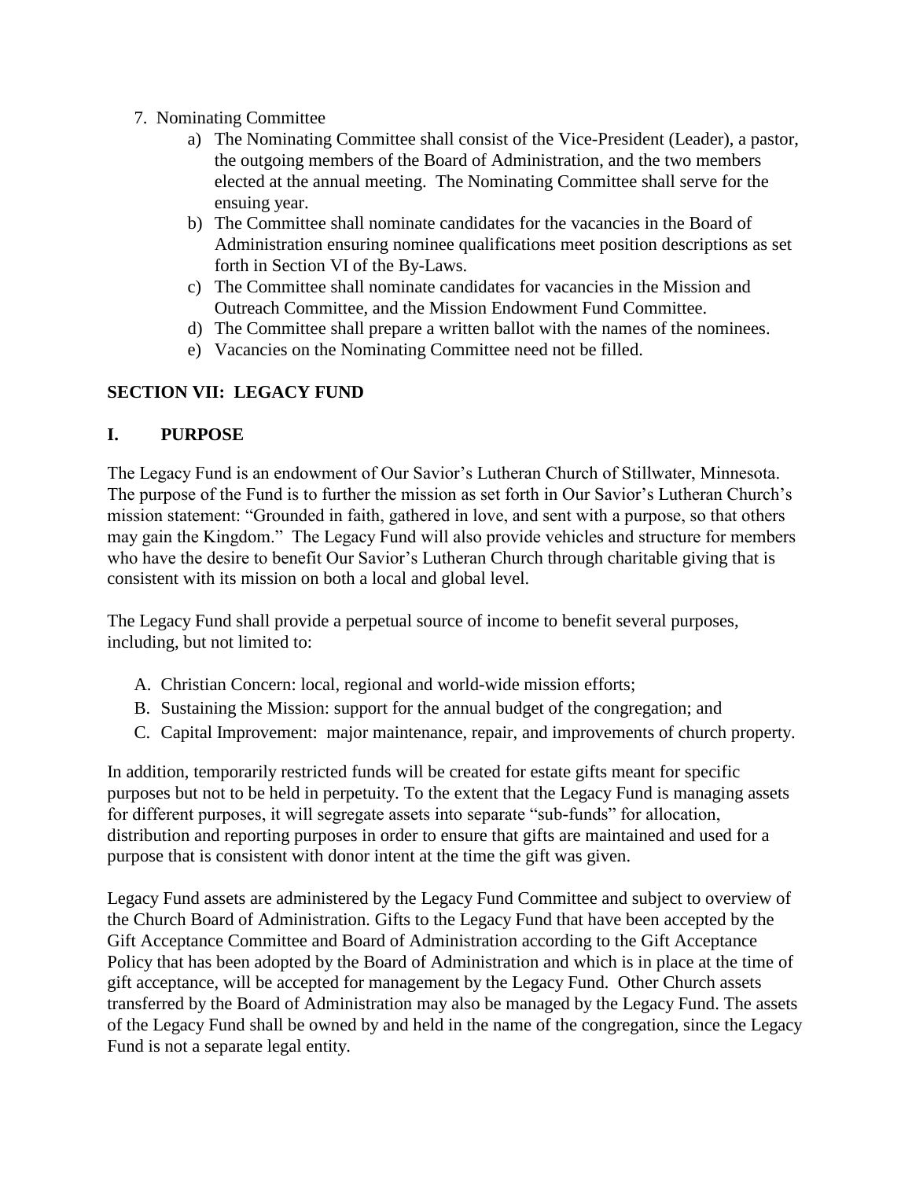7. Nominating Committee
    a) The Nominating Committee shall consist of the Vice-President (Leader), a pastor, the outgoing members of the Board of Administration, and the two members elected at the annual meeting. The Nominating Committee shall serve for the ensuing year.
    b) The Committee shall nominate candidates for the vacancies in the Board of Administration ensuring nominee qualifications meet position descriptions as set forth in Section VI of the By-Laws.
    c) The Committee shall nominate candidates for vacancies in the Mission and Outreach Committee, and the Mission Endowment Fund Committee.
    d) The Committee shall prepare a written ballot with the names of the nominees.
    e) Vacancies on the Nominating Committee need not be filled.

## SECTION VII: LEGACY FUND

### I. PURPOSE

The Legacy Fund is an endowment of Our Savior's Lutheran Church of Stillwater, Minnesota. The purpose of the Fund is to further the mission as set forth in Our Savior's Lutheran Church's mission statement: "Grounded in faith, gathered in love, and sent with a purpose, so that others may gain the Kingdom." The Legacy Fund will also provide vehicles and structure for members who have the desire to benefit Our Savior's Lutheran Church through charitable giving that is consistent with its mission on both a local and global level.

The Legacy Fund shall provide a perpetual source of income to benefit several purposes, including, but not limited to:

A. Christian Concern: local, regional and world-wide mission efforts;
B. Sustaining the Mission: support for the annual budget of the congregation; and
C. Capital Improvement: major maintenance, repair, and improvements of church property.

In addition, temporarily restricted funds will be created for estate gifts meant for specific purposes but not to be held in perpetuity. To the extent that the Legacy Fund is managing assets for different purposes, it will segregate assets into separate "sub-funds" for allocation, distribution and reporting purposes in order to ensure that gifts are maintained and used for a purpose that is consistent with donor intent at the time the gift was given.

Legacy Fund assets are administered by the Legacy Fund Committee and subject to overview of the Church Board of Administration. Gifts to the Legacy Fund that have been accepted by the Gift Acceptance Committee and Board of Administration according to the Gift Acceptance Policy that has been adopted by the Board of Administration and which is in place at the time of gift acceptance, will be accepted for management by the Legacy Fund. Other Church assets transferred by the Board of Administration may also be managed by the Legacy Fund. The assets of the Legacy Fund shall be owned by and held in the name of the congregation, since the Legacy Fund is not a separate legal entity.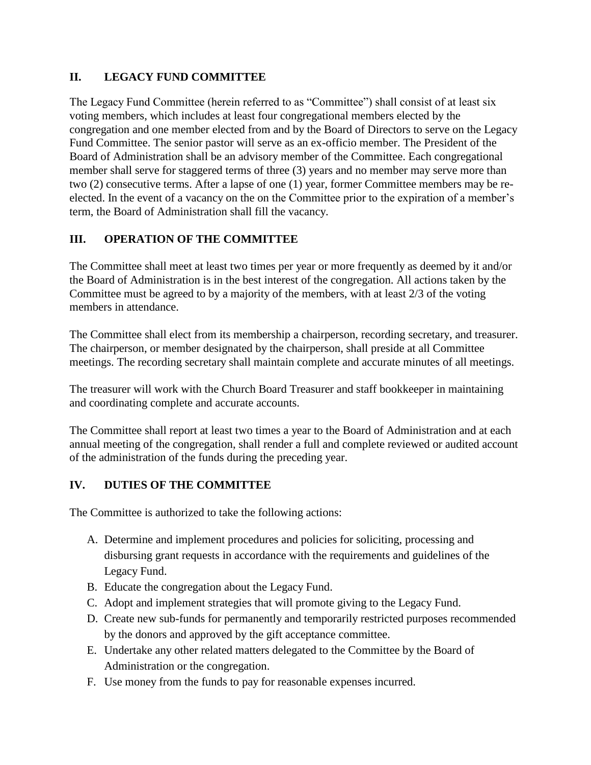## II. LEGACY FUND COMMITTEE

The Legacy Fund Committee (herein referred to as "Committee") shall consist of at least six voting members, which includes at least four congregational members elected by the congregation and one member elected from and by the Board of Directors to serve on the Legacy Fund Committee. The senior pastor will serve as an ex-officio member. The President of the Board of Administration shall be an advisory member of the Committee. Each congregational member shall serve for staggered terms of three (3) years and no member may serve more than two (2) consecutive terms. After a lapse of one (1) year, former Committee members may be re-elected. In the event of a vacancy on the on the Committee prior to the expiration of a member's term, the Board of Administration shall fill the vacancy.

## III. OPERATION OF THE COMMITTEE

The Committee shall meet at least two times per year or more frequently as deemed by it and/or the Board of Administration is in the best interest of the congregation. All actions taken by the Committee must be agreed to by a majority of the members, with at least 2/3 of the voting members in attendance.

The Committee shall elect from its membership a chairperson, recording secretary, and treasurer. The chairperson, or member designated by the chairperson, shall preside at all Committee meetings. The recording secretary shall maintain complete and accurate minutes of all meetings.

The treasurer will work with the Church Board Treasurer and staff bookkeeper in maintaining and coordinating complete and accurate accounts.

The Committee shall report at least two times a year to the Board of Administration and at each annual meeting of the congregation, shall render a full and complete reviewed or audited account of the administration of the funds during the preceding year.

## IV. DUTIES OF THE COMMITTEE

The Committee is authorized to take the following actions:

A. Determine and implement procedures and policies for soliciting, processing and disbursing grant requests in accordance with the requirements and guidelines of the Legacy Fund.
B. Educate the congregation about the Legacy Fund.
C. Adopt and implement strategies that will promote giving to the Legacy Fund.
D. Create new sub-funds for permanently and temporarily restricted purposes recommended by the donors and approved by the gift acceptance committee.
E. Undertake any other related matters delegated to the Committee by the Board of Administration or the congregation.
F. Use money from the funds to pay for reasonable expenses incurred.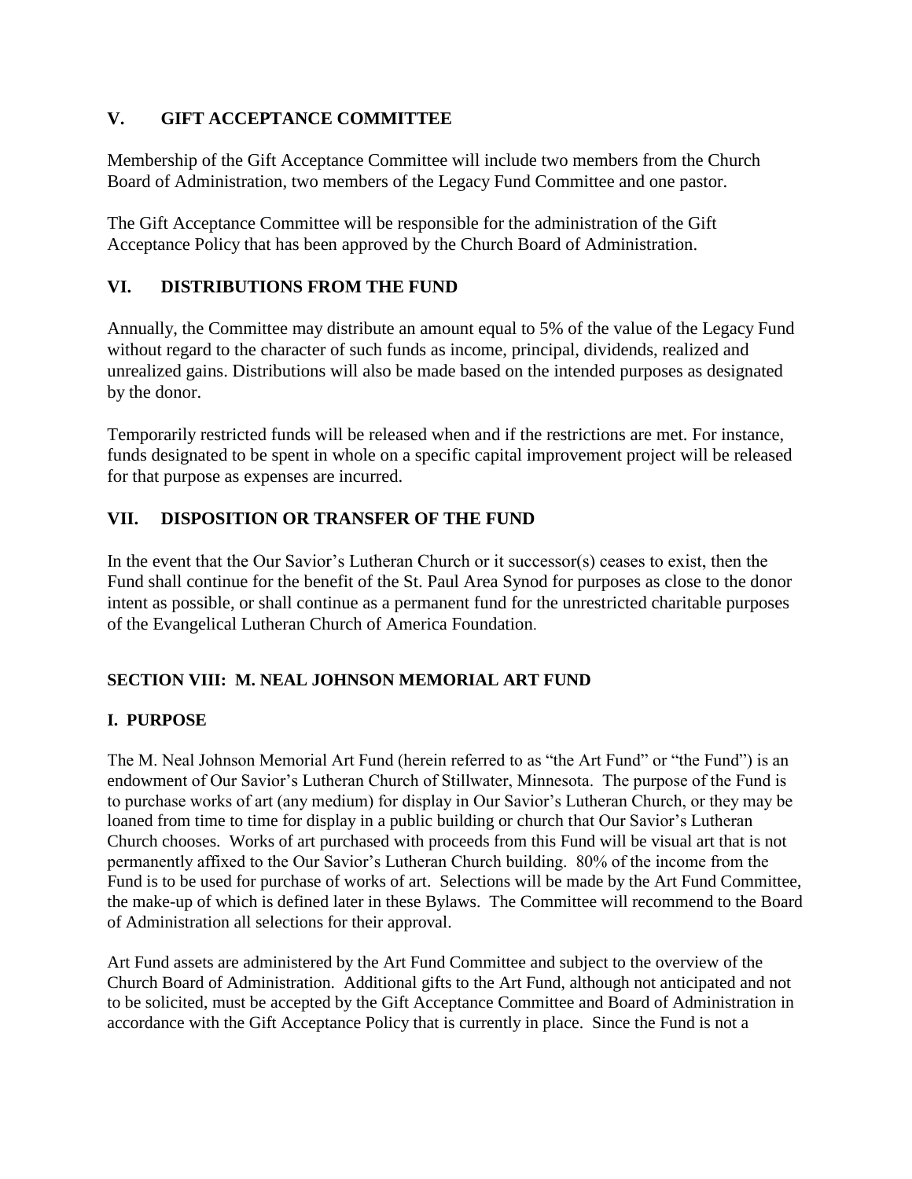## V. GIFT ACCEPTANCE COMMITTEE

Membership of the Gift Acceptance Committee will include two members from the Church Board of Administration, two members of the Legacy Fund Committee and one pastor.

The Gift Acceptance Committee will be responsible for the administration of the Gift Acceptance Policy that has been approved by the Church Board of Administration.

## VI. DISTRIBUTIONS FROM THE FUND

Annually, the Committee may distribute an amount equal to 5% of the value of the Legacy Fund without regard to the character of such funds as income, principal, dividends, realized and unrealized gains. Distributions will also be made based on the intended purposes as designated by the donor.

Temporarily restricted funds will be released when and if the restrictions are met. For instance, funds designated to be spent in whole on a specific capital improvement project will be released for that purpose as expenses are incurred.

## VII. DISPOSITION OR TRANSFER OF THE FUND

In the event that the Our Savior's Lutheran Church or it successor(s) ceases to exist, then the Fund shall continue for the benefit of the St. Paul Area Synod for purposes as close to the donor intent as possible, or shall continue as a permanent fund for the unrestricted charitable purposes of the Evangelical Lutheran Church of America Foundation.

# SECTION VIII: M. NEAL JOHNSON MEMORIAL ART FUND

## I. PURPOSE

The M. Neal Johnson Memorial Art Fund (herein referred to as "the Art Fund" or "the Fund") is an endowment of Our Savior's Lutheran Church of Stillwater, Minnesota. The purpose of the Fund is to purchase works of art (any medium) for display in Our Savior's Lutheran Church, or they may be loaned from time to time for display in a public building or church that Our Savior's Lutheran Church chooses. Works of art purchased with proceeds from this Fund will be visual art that is not permanently affixed to the Our Savior's Lutheran Church building. 80% of the income from the Fund is to be used for purchase of works of art. Selections will be made by the Art Fund Committee, the make-up of which is defined later in these Bylaws. The Committee will recommend to the Board of Administration all selections for their approval.

Art Fund assets are administered by the Art Fund Committee and subject to the overview of the Church Board of Administration. Additional gifts to the Art Fund, although not anticipated and not to be solicited, must be accepted by the Gift Acceptance Committee and Board of Administration in accordance with the Gift Acceptance Policy that is currently in place. Since the Fund is not a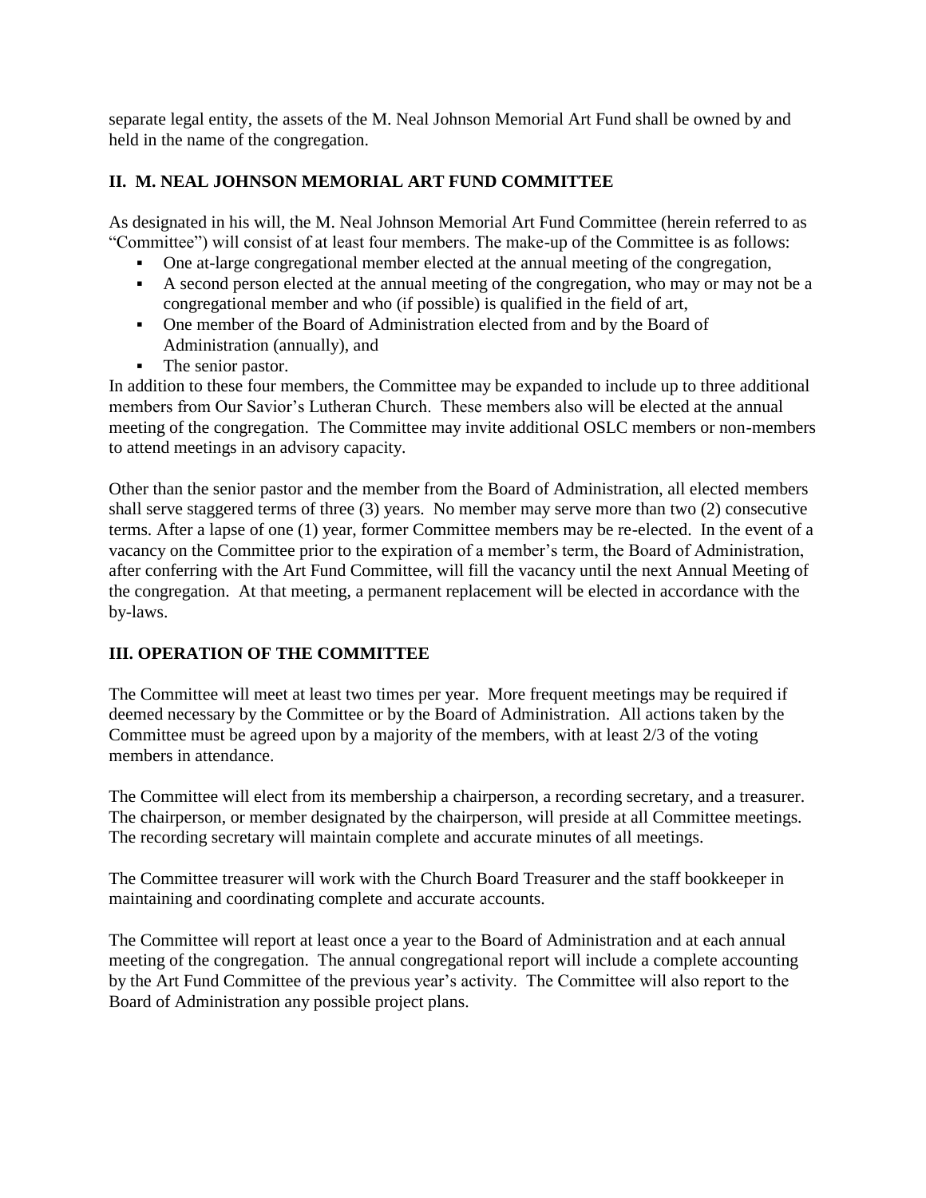separate legal entity, the assets of the M. Neal Johnson Memorial Art Fund shall be owned by and held in the name of the congregation.

## II. M. NEAL JOHNSON MEMORIAL ART FUND COMMITTEE

As designated in his will, the M. Neal Johnson Memorial Art Fund Committee (herein referred to as "Committee") will consist of at least four members. The make-up of the Committee is as follows:

- One at-large congregational member elected at the annual meeting of the congregation,
- A second person elected at the annual meeting of the congregation, who may or may not be a congregational member and who (if possible) is qualified in the field of art,
- One member of the Board of Administration elected from and by the Board of Administration (annually), and
- The senior pastor.

In addition to these four members, the Committee may be expanded to include up to three additional members from Our Savior's Lutheran Church. These members also will be elected at the annual meeting of the congregation. The Committee may invite additional OSLC members or non-members to attend meetings in an advisory capacity.

Other than the senior pastor and the member from the Board of Administration, all elected members shall serve staggered terms of three (3) years. No member may serve more than two (2) consecutive terms. After a lapse of one (1) year, former Committee members may be re-elected. In the event of a vacancy on the Committee prior to the expiration of a member's term, the Board of Administration, after conferring with the Art Fund Committee, will fill the vacancy until the next Annual Meeting of the congregation. At that meeting, a permanent replacement will be elected in accordance with the by-laws.

## III. OPERATION OF THE COMMITTEE

The Committee will meet at least two times per year. More frequent meetings may be required if deemed necessary by the Committee or by the Board of Administration. All actions taken by the Committee must be agreed upon by a majority of the members, with at least 2/3 of the voting members in attendance.

The Committee will elect from its membership a chairperson, a recording secretary, and a treasurer. The chairperson, or member designated by the chairperson, will preside at all Committee meetings. The recording secretary will maintain complete and accurate minutes of all meetings.

The Committee treasurer will work with the Church Board Treasurer and the staff bookkeeper in maintaining and coordinating complete and accurate accounts.

The Committee will report at least once a year to the Board of Administration and at each annual meeting of the congregation. The annual congregational report will include a complete accounting by the Art Fund Committee of the previous year's activity. The Committee will also report to the Board of Administration any possible project plans.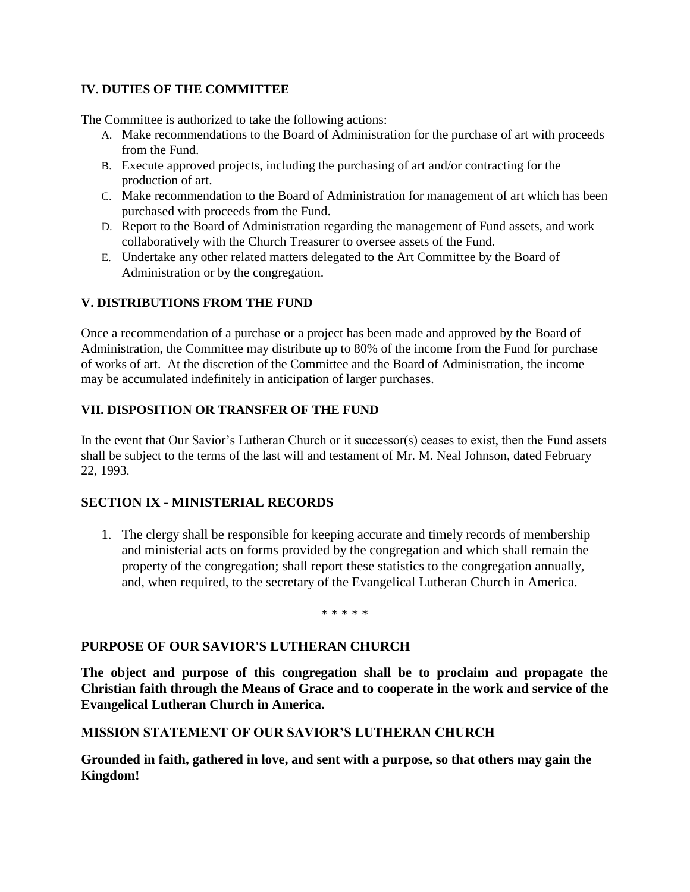### IV. DUTIES OF THE COMMITTEE

The Committee is authorized to take the following actions:

A. Make recommendations to the Board of Administration for the purchase of art with proceeds from the Fund.
B. Execute approved projects, including the purchasing of art and/or contracting for the production of art.
C. Make recommendation to the Board of Administration for management of art which has been purchased with proceeds from the Fund.
D. Report to the Board of Administration regarding the management of Fund assets, and work collaboratively with the Church Treasurer to oversee assets of the Fund.
E. Undertake any other related matters delegated to the Art Committee by the Board of Administration or by the congregation.

### V. DISTRIBUTIONS FROM THE FUND

Once a recommendation of a purchase or a project has been made and approved by the Board of Administration, the Committee may distribute up to 80% of the income from the Fund for purchase of works of art. At the discretion of the Committee and the Board of Administration, the income may be accumulated indefinitely in anticipation of larger purchases.

### VII. DISPOSITION OR TRANSFER OF THE FUND

In the event that Our Savior's Lutheran Church or it successor(s) ceases to exist, then the Fund assets shall be subject to the terms of the last will and testament of Mr. M. Neal Johnson, dated February 22, 1993.

### SECTION IX - MINISTERIAL RECORDS

1. The clergy shall be responsible for keeping accurate and timely records of membership and ministerial acts on forms provided by the congregation and which shall remain the property of the congregation; shall report these statistics to the congregation annually, and, when required, to the secretary of the Evangelical Lutheran Church in America.

\* \* \* \* \*

### PURPOSE OF OUR SAVIOR'S LUTHERAN CHURCH

**The object and purpose of this congregation shall be to proclaim and propagate the Christian faith through the Means of Grace and to cooperate in the work and service of the Evangelical Lutheran Church in America.**

### MISSION STATEMENT OF OUR SAVIOR'S LUTHERAN CHURCH

**Grounded in faith, gathered in love, and sent with a purpose, so that others may gain the Kingdom!**